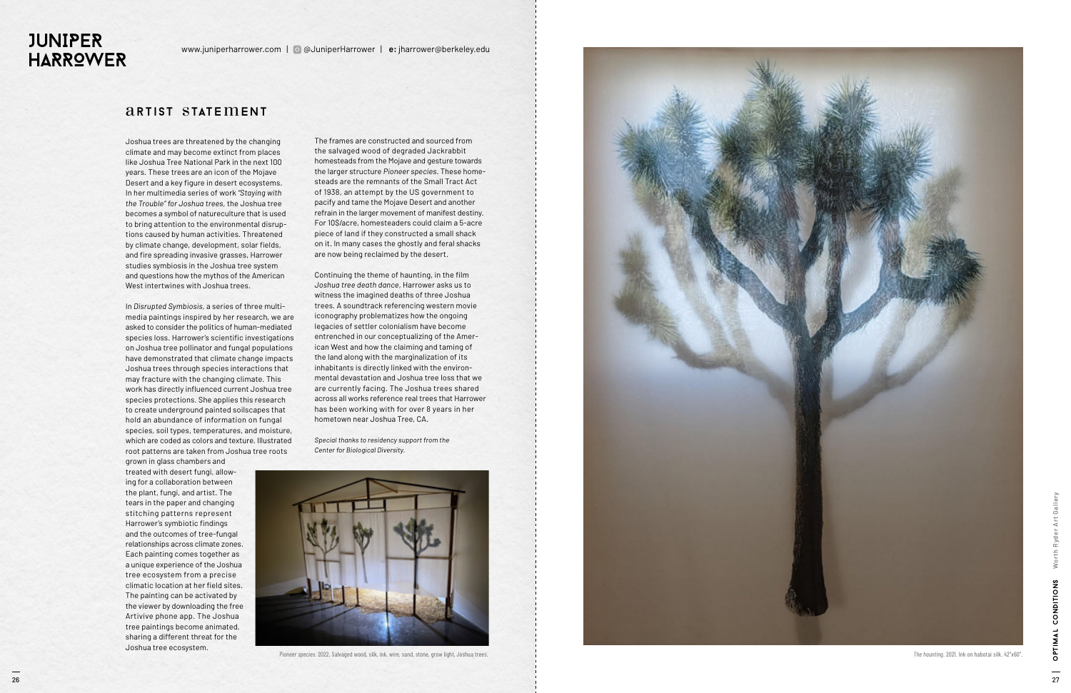# JUNIPER HARROWER

www.juniperharrower.com | @JuniperHarrower | **e:** jharrower@berkeley.edu

## ARTIST STATEMENT

Joshua trees are threatened by the changing climate and may become extinct from places like Joshua Tree National Park in the next 100 years. These trees are an icon of the Mojave Desert and a key figure in desert ecosystems. In her multimedia series of work *"Staying with the Trouble" for Joshua trees*, the Joshua tree becomes a symbol of natureculture that is used to bring attention to the environmental disruptions caused by human activities. Threatened by climate change, development, solar fields, and fire spreading invasive grasses, Harrower studies symbiosis in the Joshua tree system and questions how the mythos of the American West intertwines with Joshua trees.

In *Disrupted Symbiosis*, a series of three multimedia paintings inspired by her research, we are asked to consider the politics of human-mediated species loss. Harrower's scientific investigations on Joshua tree pollinator and fungal populations have demonstrated that climate change impacts Joshua trees through species interactions that may fracture with the changing climate. This work has directly influenced current Joshua tree species protections. She applies this research to create underground painted soilscapes that hold an abundance of information on fungal species, soil types, temperatures, and moisture, which are coded as colors and texture. Illustrated root patterns are taken from Joshua tree roots grown in glass chambers and treated with desert fungi, allowing for a collaboration between the plant, fungi, and artist. The tears in the paper and changing stitching patterns represent Harrower's symbiotic findings and the outcomes of tree-fungal relationships across climate zones. Each painting comes together as a unique experience of the Joshua tree ecosystem from a precise climatic location at her field sites. The painting can be activated by the viewer by downloading the free Artivive phone app. The Joshua tree paintings become animated, sharing a different threat for the Joshua tree ecosystem.

The frames are constructed and sourced from the salvaged wood of degraded Jackrabbit homesteads from the Mojave and gesture towards the larger structure *Pioneer species*. These homesteads are the remnants of the Small Tract Act of 1938, an attempt by the US government to pacify and tame the Mojave Desert and another refrain in the larger movement of manifest destiny. For 10$/acre, homesteaders could claim a 5-acre piece of land if they constructed a small shack on it. In many cases the ghostly and feral shacks are now being reclaimed by the desert.

Continuing the theme of haunting, in the film *Joshua tree death dance*, Harrower asks us to witness the imagined deaths of three Joshua trees. A soundtrack referencing western movie iconography problematizes how the ongoing legacies of settler colonialism have become entrenched in our conceptualizing of the American West and how the claiming and taming of the land along with the marginalization of its inhabitants is directly linked with the environmental devastation and Joshua tree loss that we are currently facing. The Joshua trees shared across all works reference real trees that Harrower has been working with for over 8 years in her hometown near Joshua Tree, CA.

*Special thanks to residency support from the Center for Biological Diversity.*

*Pioneer species*. 2022. Salvaged wood, silk, ink, wire, sand, stone, grow light, Joshua trees.

*The haunting*. 2021. Ink on habotai silk. 42"x60".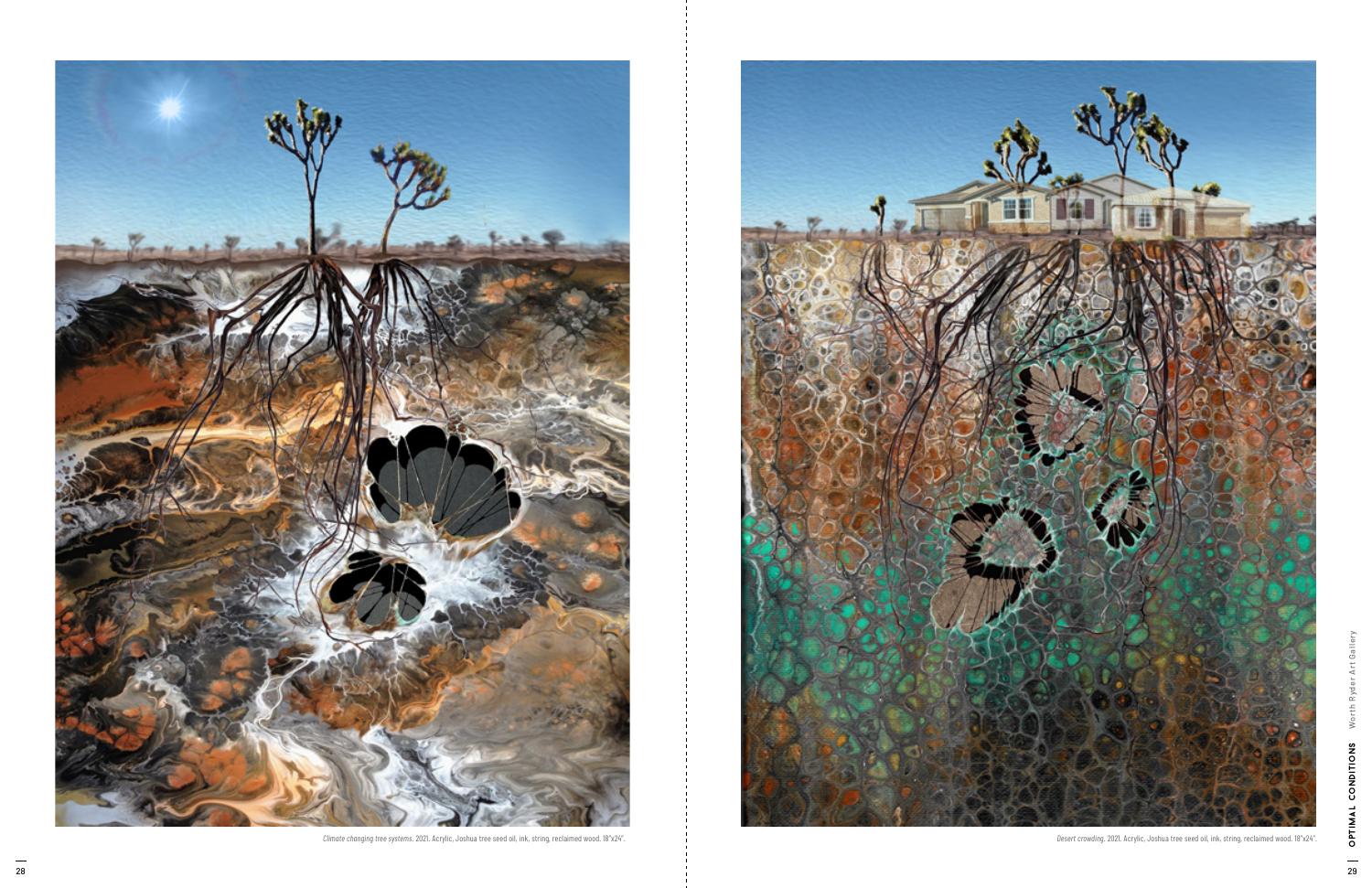*Climate changing tree systems*. 2021. Acrylic, Joshua tree seed oil, ink, string, reclaimed wood. 18"x24".

*Desert crowding*. 2021. Acrylic, Joshua tree seed oil, ink, string, reclaimed wood. 18"x24".